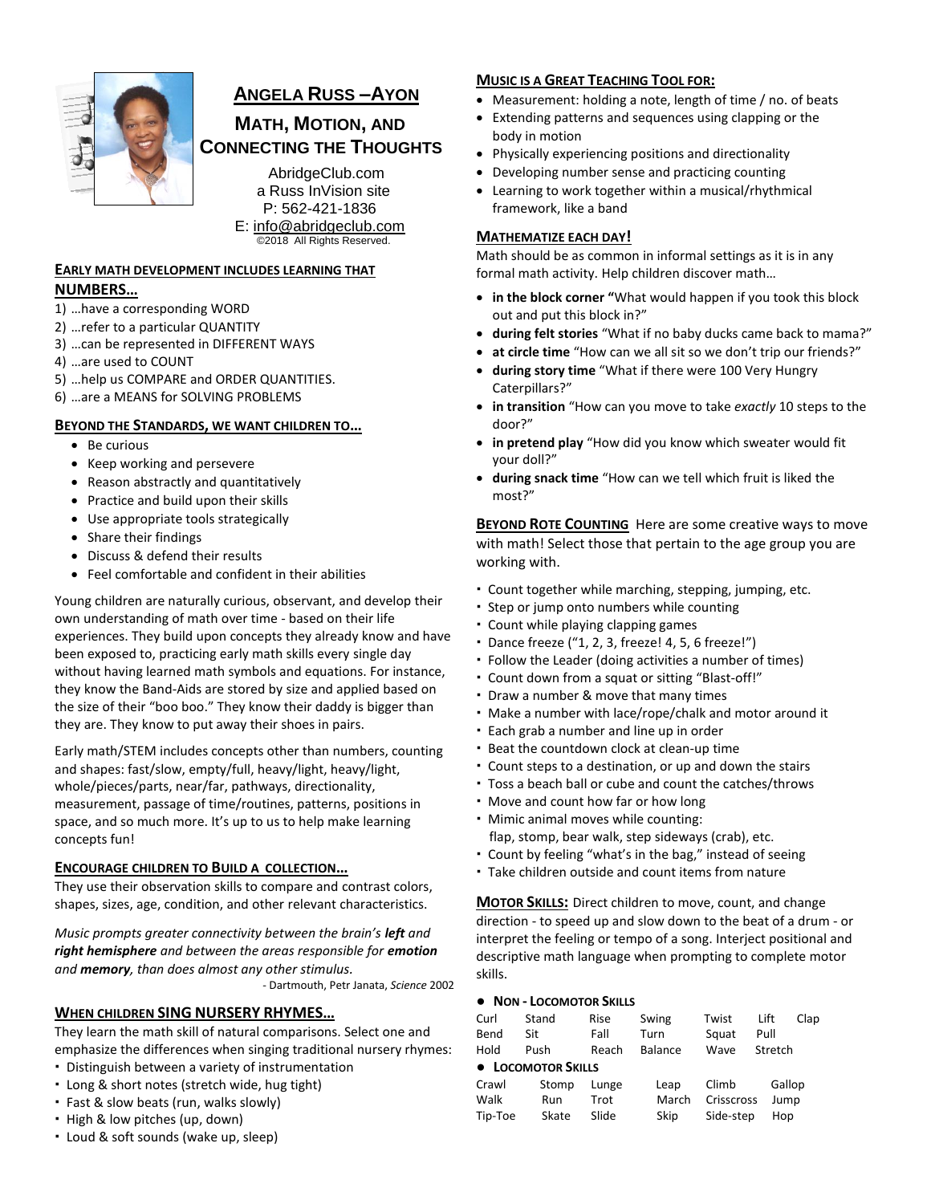# Angela Russ –Ayon

## Math, Motion, and Connecting the Thoughts

AbridgeClub.com
a Russ InVision site
P: 562-421-1836
E: info@abridgeclub.com
©2018 All Rights Reserved.

### Early math development includes learning that NUMBERS…

1) …have a corresponding WORD
2) …refer to a particular QUANTITY
3) …can be represented in DIFFERENT WAYS
4) …are used to COUNT
5) …help us COMPARE and ORDER QUANTITIES.
6) …are a MEANS for SOLVING PROBLEMS

### Beyond the Standards, we want children to…

- Be curious
- Keep working and persevere
- Reason abstractly and quantitatively
- Practice and build upon their skills
- Use appropriate tools strategically
- Share their findings
- Discuss & defend their results
- Feel comfortable and confident in their abilities

Young children are naturally curious, observant, and develop their own understanding of math over time - based on their life experiences. They build upon concepts they already know and have been exposed to, practicing early math skills every single day without having learned math symbols and equations. For instance, they know the Band-Aids are stored by size and applied based on the size of their "boo boo." They know their daddy is bigger than they are. They know to put away their shoes in pairs.

Early math/STEM includes concepts other than numbers, counting and shapes: fast/slow, empty/full, heavy/light, heavy/light, whole/pieces/parts, near/far, pathways, directionality, measurement, passage of time/routines, patterns, positions in space, and so much more. It's up to us to help make learning concepts fun!

### Encourage children to build a collection…

They use their observation skills to compare and contrast colors, shapes, sizes, age, condition, and other relevant characteristics.

*Music prompts greater connectivity between the brain's **left** and **right hemisphere** and between the areas responsible for **emotion** and **memory**, than does almost any other stimulus.*

- Dartmouth, Petr Janata, *Science* 2002

### When children SING NURSERY RHYMES…

They learn the math skill of natural comparisons. Select one and emphasize the differences when singing traditional nursery rhymes:

- Distinguish between a variety of instrumentation
- Long & short notes (stretch wide, hug tight)
- Fast & slow beats (run, walks slowly)
- High & low pitches (up, down)
- Loud & soft sounds (wake up, sleep)

### Music is a great teaching tool for:

- Measurement: holding a note, length of time / no. of beats
- Extending patterns and sequences using clapping or the body in motion
- Physically experiencing positions and directionality
- Developing number sense and practicing counting
- Learning to work together within a musical/rhythmical framework, like a band

### Mathematize each day!

Math should be as common in informal settings as it is in any formal math activity. Help children discover math…

- **in the block corner "**What would happen if you took this block out and put this block in?"
- **during felt stories** "What if no baby ducks came back to mama?"
- **at circle time** "How can we all sit so we don't trip our friends?"
- **during story time** "What if there were 100 Very Hungry Caterpillars?"
- **in transition** "How can you move to take *exactly* 10 steps to the door?"
- **in pretend play** "How did you know which sweater would fit your doll?"
- **during snack time** "How can we tell which fruit is liked the most?"

**Beyond Rote Counting** Here are some creative ways to move with math! Select those that pertain to the age group you are working with.

- Count together while marching, stepping, jumping, etc.
- Step or jump onto numbers while counting
- Count while playing clapping games
- Dance freeze ("1, 2, 3, freeze! 4, 5, 6 freeze!")
- Follow the Leader (doing activities a number of times)
- Count down from a squat or sitting "Blast-off!"
- Draw a number & move that many times
- Make a number with lace/rope/chalk and motor around it
- Each grab a number and line up in order
- Beat the countdown clock at clean-up time
- Count steps to a destination, or up and down the stairs
- Toss a beach ball or cube and count the catches/throws
- Move and count how far or how long
- Mimic animal moves while counting: flap, stomp, bear walk, step sideways (crab), etc.
- Count by feeling "what's in the bag," instead of seeing
- Take children outside and count items from nature

**Motor Skills:** Direct children to move, count, and change direction - to speed up and slow down to the beat of a drum - or interpret the feeling or tempo of a song. Interject positional and descriptive math language when prompting to complete motor skills.

- **Non - Locomotor Skills**

| | | | | | | |
|---|---|---|---|---|---|---|
| Curl | Stand | Rise | Swing | Twist | Lift | Clap |
| Bend | Sit | Fall | Turn | Squat | Pull | |
| Hold | Push | Reach | Balance | Wave | Stretch | |

- **Locomotor Skills**

| | | | | | |
|---|---|---|---|---|---|
| Crawl | Stomp | Lunge | Leap | Climb | Gallop |
| Walk | Run | Trot | March | Crisscross | Jump |
| Tip-Toe | Skate | Slide | Skip | Side-step | Hop |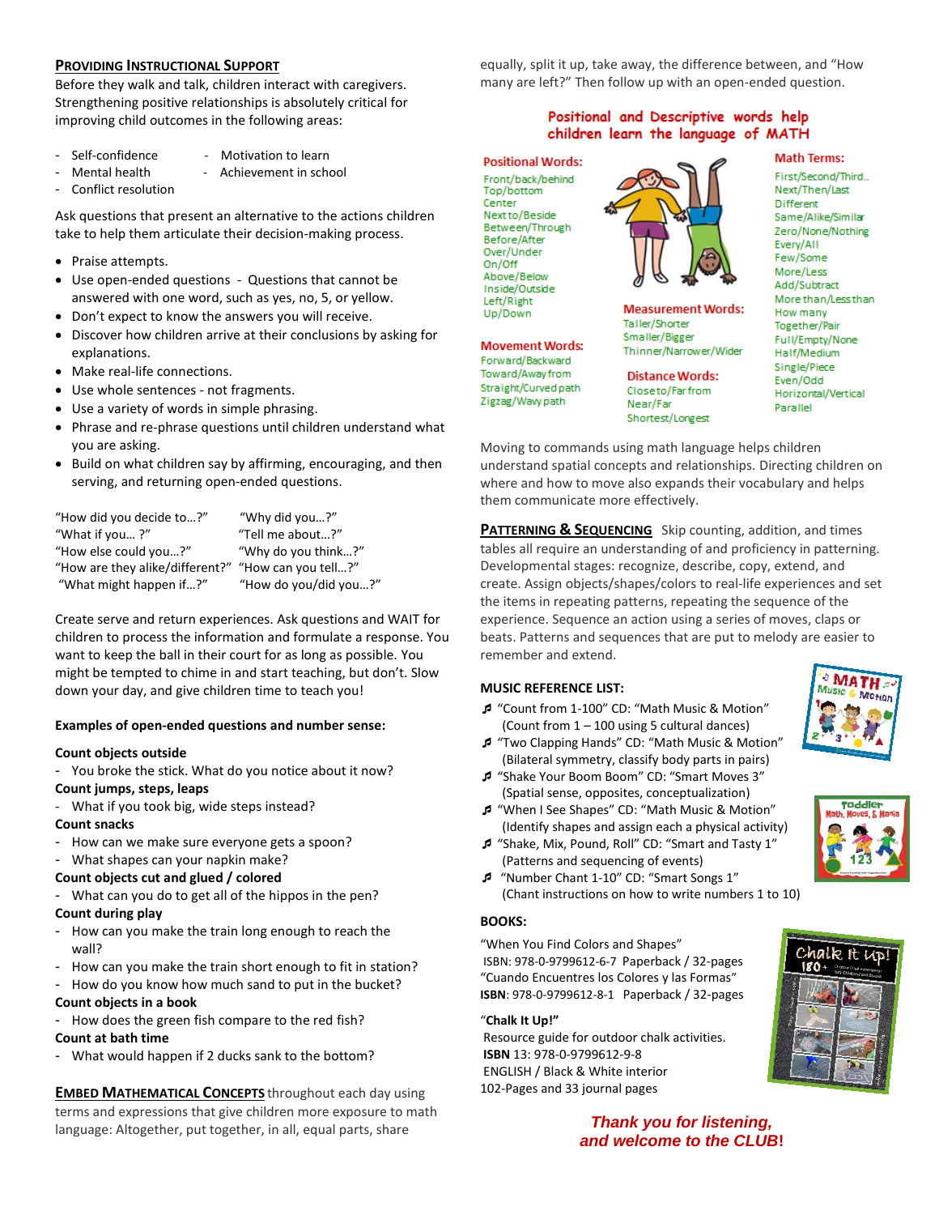## PROVIDING INSTRUCTIONAL SUPPORT

Before they walk and talk, children interact with caregivers. Strengthening positive relationships is absolutely critical for improving child outcomes in the following areas:

- Self-confidence
- Mental health
- Conflict resolution
- Motivation to learn
- Achievement in school

Ask questions that present an alternative to the actions children take to help them articulate their decision-making process.

- Praise attempts.
- Use open-ended questions - Questions that cannot be answered with one word, such as yes, no, 5, or yellow.
- Don't expect to know the answers you will receive.
- Discover how children arrive at their conclusions by asking for explanations.
- Make real-life connections.
- Use whole sentences - not fragments.
- Use a variety of words in simple phrasing.
- Phrase and re-phrase questions until children understand what you are asking.
- Build on what children say by affirming, encouraging, and then serving, and returning open-ended questions.

| | |
|---|---|
| "How did you decide to…?" | "Why did you…?" |
| "What if you… ?" | "Tell me about…?" |
| "How else could you…?" | "Why do you think…?" |
| "How are they alike/different?" | "How can you tell…?" |
| "What might happen if…?" | "How do you/did you…?" |

Create serve and return experiences. Ask questions and WAIT for children to process the information and formulate a response. You want to keep the ball in their court for as long as possible. You might be tempted to chime in and start teaching, but don't. Slow down your day, and give children time to teach you!

**Examples of open-ended questions and number sense:**

**Count objects outside**
- You broke the stick. What do you notice about it now?

**Count jumps, steps, leaps**
- What if you took big, wide steps instead?

**Count snacks**
- How can we make sure everyone gets a spoon?
- What shapes can your napkin make?

**Count objects cut and glued / colored**
- What can you do to get all of the hippos in the pen?

**Count during play**
- How can you make the train long enough to reach the wall?
- How can you make the train short enough to fit in station?
- How do you know how much sand to put in the bucket?

**Count objects in a book**
- How does the green fish compare to the red fish?

**Count at bath time**
- What would happen if 2 ducks sank to the bottom?

**EMBED MATHEMATICAL CONCEPTS** throughout each day using terms and expressions that give children more exposure to math language: Altogether, put together, in all, equal parts, share equally, split it up, take away, the difference between, and "How many are left?" Then follow up with an open-ended question.

### Positional and Descriptive words help children learn the language of MATH

**Positional Words:**
Front/back/behind
Top/bottom
Center
Next to/Beside
Between/Through
Before/After
Over/Under
On/Off
Above/Below
Inside/Outside
Left/Right
Up/Down

**Movement Words:**
Forward/Backward
Toward/Away from
Straight/Curved path
Zigzag/Wavy path

**Measurement Words:**
Taller/Shorter
Smaller/Bigger
Thinner/Narrower/Wider

**Distance Words:**
Close to/Far from
Near/Far
Shortest/Longest

**Math Terms:**
First/Second/Third..
Next/Then/Last
Different
Same/Alike/Similar
Zero/None/Nothing
Every/All
Few/Some
More/Less
Add/Subtract
More than/Less than
How many
Together/Pair
Full/Empty/None
Half/Medium
Single/Piece
Even/Odd
Horizontal/Vertical
Parallel

Moving to commands using math language helps children understand spatial concepts and relationships. Directing children on where and how to move also expands their vocabulary and helps them communicate more effectively.

**PATTERNING & SEQUENCING** Skip counting, addition, and times tables all require an understanding of and proficiency in patterning. Developmental stages: recognize, describe, copy, extend, and create. Assign objects/shapes/colors to real-life experiences and set the items in repeating patterns, repeating the sequence of the experience. Sequence an action using a series of moves, claps or beats. Patterns and sequences that are put to melody are easier to remember and extend.

**MUSIC REFERENCE LIST:**

- ♬ "Count from 1-100" CD: "Math Music & Motion" (Count from 1 – 100 using 5 cultural dances)
- ♬ "Two Clapping Hands" CD: "Math Music & Motion" (Bilateral symmetry, classify body parts in pairs)
- ♬ "Shake Your Boom Boom" CD: "Smart Moves 3" (Spatial sense, opposites, conceptualization)
- ♬ "When I See Shapes" CD: "Math Music & Motion" (Identify shapes and assign each a physical activity)
- ♬ "Shake, Mix, Pound, Roll" CD: "Smart and Tasty 1" (Patterns and sequencing of events)
- ♬ "Number Chant 1-10" CD: "Smart Songs 1" (Chant instructions on how to write numbers 1 to 10)

**BOOKS:**

"When You Find Colors and Shapes"
ISBN: 978-0-9799612-6-7 Paperback / 32-pages
"Cuando Encuentres los Colores y las Formas"
**ISBN**: 978-0-9799612-8-1 Paperback / 32-pages

"**Chalk It Up!**"
Resource guide for outdoor chalk activities.
**ISBN** 13: 978-0-9799612-9-8
ENGLISH / Black & White interior
102-Pages and 33 journal pages

***Thank you for listening, and welcome to the CLUB!***